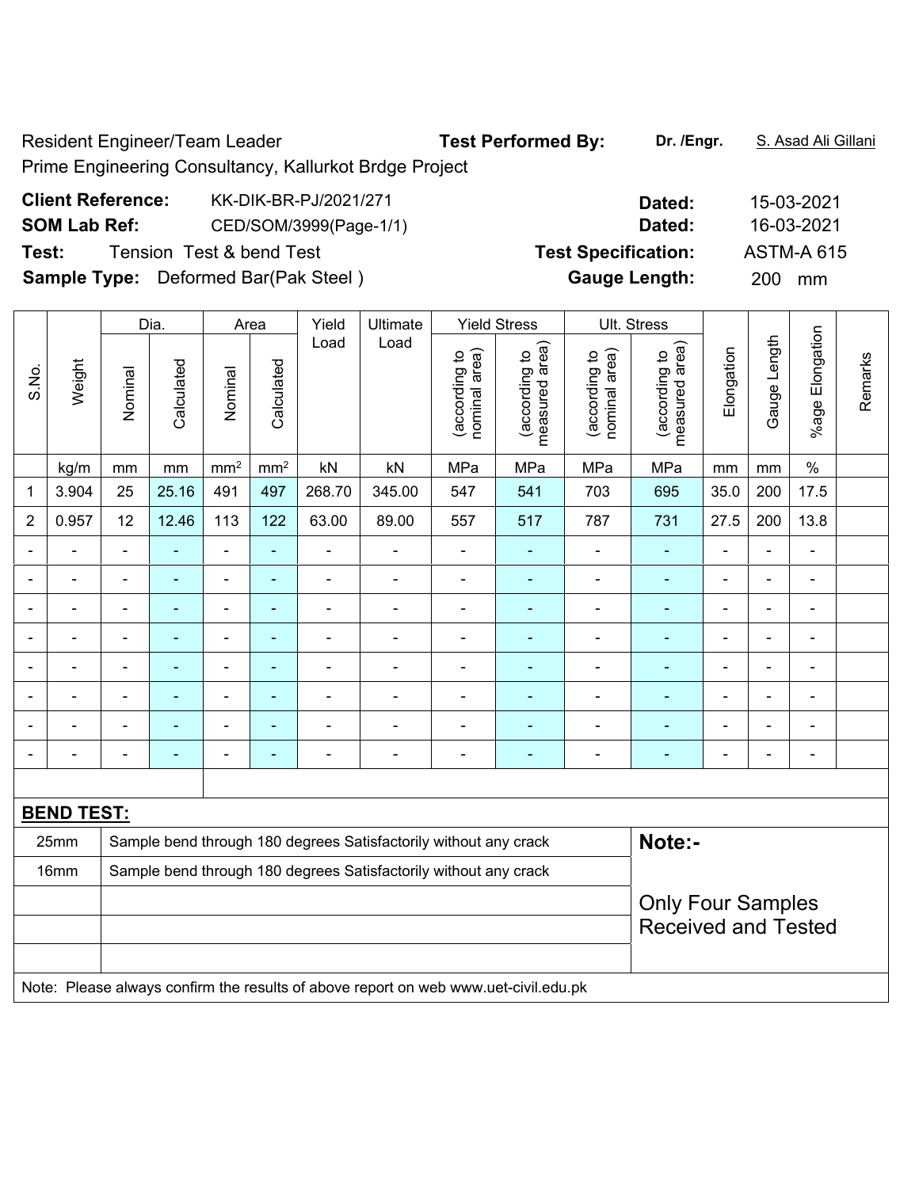Resident Engineer/Team Leader

Prime Engineering Consultancy, Kallurkot Brdge Project

**Test Performed By:** **Dr. /Engr.** S. Asad Ali Gillani

**Client Reference:** KK-DIK-BR-PJ/2021/271 **Dated:** 15-03-2021

**SOM Lab Ref:** CED/SOM/3999(Page-1/1) **Dated:** 16-03-2021

**Test:** Tension Test & bend Test **Test Specification:** ASTM-A 615

**Sample Type:** Deformed Bar(Pak Steel ) **Gauge Length:** 200 mm

| S.No. | Weight | Dia. | | Area | | Yield Load | Ultimate Load | Yield Stress | | Ult. Stress | | Elongation | Gauge Length | %age Elongation | Remarks |
|---|---|---|---|---|---|---|---|---|---|---|---|---|---|---|---|
| | | Nominal | Calculated | Nominal | Calculated | | | (according to nominal area) | (according to measured area) | (according to nominal area) | (according to measured area) | | | | |
| | kg/m | mm | mm | mm² | mm² | kN | kN | MPa | MPa | MPa | MPa | mm | mm | % | |
| 1 | 3.904 | 25 | 25.16 | 491 | 497 | 268.70 | 345.00 | 547 | 541 | 703 | 695 | 35.0 | 200 | 17.5 | |
| 2 | 0.957 | 12 | 12.46 | 113 | 122 | 63.00 | 89.00 | 557 | 517 | 787 | 731 | 27.5 | 200 | 13.8 | |
| - | - | - | - | - | - | - | - | - | - | - | - | - | - | - | |
| - | - | - | - | - | - | - | - | - | - | - | - | - | - | - | |
| - | - | - | - | - | - | - | - | - | - | - | - | - | - | - | |
| - | - | - | - | - | - | - | - | - | - | - | - | - | - | - | |
| - | - | - | - | - | - | - | - | - | - | - | - | - | - | - | |
| - | - | - | - | - | - | - | - | - | - | - | - | - | - | - | |
| - | - | - | - | - | - | - | - | - | - | - | - | - | - | - | |
| - | - | - | - | - | - | - | - | - | - | - | - | - | - | - | |

**BEND TEST:**

| | | |
|---|---|---|
| 25mm | Sample bend through 180 degrees Satisfactorily without any crack | **Note:-** |
| 16mm | Sample bend through 180 degrees Satisfactorily without any crack | |
| | | Only Four Samples Received and Tested |

Note: Please always confirm the results of above report on web www.uet-civil.edu.pk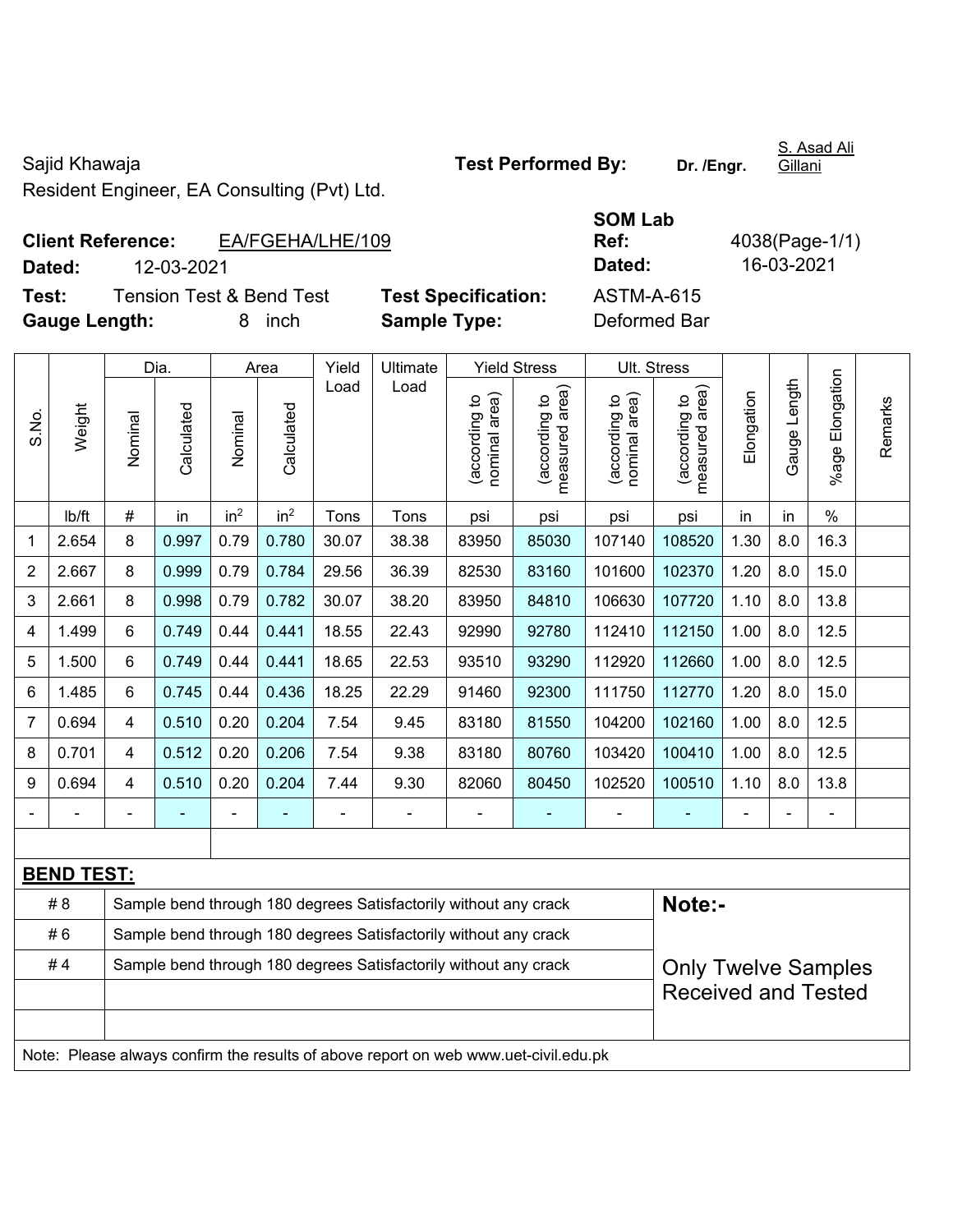Sajid Khawaja
Resident Engineer, EA Consulting (Pvt) Ltd.

**Test Performed By:** **Dr. /Engr.** S. Asad Ali Gillani

**Client Reference:** EA/FGEHA/LHE/109
**Dated:** 12-03-2021

**SOM Lab Ref:** 4038(Page-1/1)
**Dated:** 16-03-2021

**Test:** Tension Test & Bend Test
**Gauge Length:** 8 inch

**Test Specification:** ASTM-A-615
**Sample Type:** Deformed Bar

| S.No. | Weight | Dia. | | Area | | Yield Load | Ultimate Load | Yield Stress | | Ult. Stress | | Elongation | Gauge Length | %age Elongation | Remarks |
|---|---|---|---|---|---|---|---|---|---|---|---|---|---|---|---|
| | | Nominal | Calculated | Nominal | Calculated | | | (according to nominal area) | (according to measured area) | (according to nominal area) | (according to measured area) | | | | |
| | lb/ft | # | in | $in^2$ | $in^2$ | Tons | Tons | psi | psi | psi | psi | in | in | % | |
| 1 | 2.654 | 8 | 0.997 | 0.79 | 0.780 | 30.07 | 38.38 | 83950 | 85030 | 107140 | 108520 | 1.30 | 8.0 | 16.3 | |
| 2 | 2.667 | 8 | 0.999 | 0.79 | 0.784 | 29.56 | 36.39 | 82530 | 83160 | 101600 | 102370 | 1.20 | 8.0 | 15.0 | |
| 3 | 2.661 | 8 | 0.998 | 0.79 | 0.782 | 30.07 | 38.20 | 83950 | 84810 | 106630 | 107720 | 1.10 | 8.0 | 13.8 | |
| 4 | 1.499 | 6 | 0.749 | 0.44 | 0.441 | 18.55 | 22.43 | 92990 | 92780 | 112410 | 112150 | 1.00 | 8.0 | 12.5 | |
| 5 | 1.500 | 6 | 0.749 | 0.44 | 0.441 | 18.65 | 22.53 | 93510 | 93290 | 112920 | 112660 | 1.00 | 8.0 | 12.5 | |
| 6 | 1.485 | 6 | 0.745 | 0.44 | 0.436 | 18.25 | 22.29 | 91460 | 92300 | 111750 | 112770 | 1.20 | 8.0 | 15.0 | |
| 7 | 0.694 | 4 | 0.510 | 0.20 | 0.204 | 7.54 | 9.45 | 83180 | 81550 | 104200 | 102160 | 1.00 | 8.0 | 12.5 | |
| 8 | 0.701 | 4 | 0.512 | 0.20 | 0.206 | 7.54 | 9.38 | 83180 | 80760 | 103420 | 100410 | 1.00 | 8.0 | 12.5 | |
| 9 | 0.694 | 4 | 0.510 | 0.20 | 0.204 | 7.44 | 9.30 | 82060 | 80450 | 102520 | 100510 | 1.10 | 8.0 | 13.8 | |
| - | - | - | - | - | - | - | - | - | - | - | - | - | - | - | |

**BEND TEST:**

| | | |
|---|---|---|
| # 8 | Sample bend through 180 degrees Satisfactorily without any crack | **Note:-** |
| # 6 | Sample bend through 180 degrees Satisfactorily without any crack | |
| # 4 | Sample bend through 180 degrees Satisfactorily without any crack | Only Twelve Samples Received and Tested |

Note: Please always confirm the results of above report on web www.uet-civil.edu.pk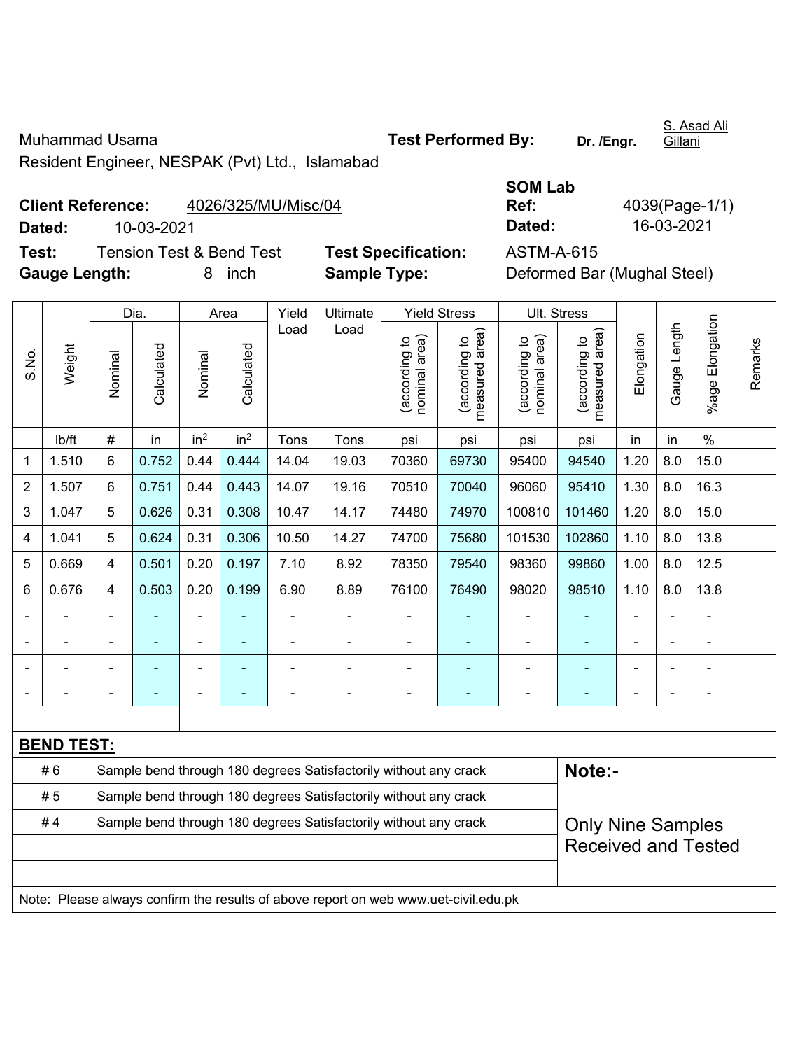Muhammad Usama
Resident Engineer, NESPAK (Pvt) Ltd., Islamabad

**Test Performed By:** **Dr. /Engr.** S. Asad Ali Gillani

**Client Reference:** 4026/325/MU/Misc/04
**Dated:** 10-03-2021

**SOM Lab Ref:** 4039(Page-1/1)
**Dated:** 16-03-2021

**Test:** Tension Test & Bend Test
**Gauge Length:** 8 inch

**Test Specification:** ASTM-A-615
**Sample Type:** Deformed Bar (Mughal Steel)

| S.No. | Weight | Dia. | | Area | | Yield Load | Ultimate Load | Yield Stress | | Ult. Stress | | Elongation | Gauge Length | %age Elongation | Remarks |
|---|---|---|---|---|---|---|---|---|---|---|---|---|---|---|---|
| | | Nominal | Calculated | Nominal | Calculated | | | (according to nominal area) | (according to measured area) | (according to nominal area) | (according to measured area) | | | | |
| | lb/ft | # | in | $in^2$ | $in^2$ | Tons | Tons | psi | psi | psi | psi | in | in | % | |
| 1 | 1.510 | 6 | 0.752 | 0.44 | 0.444 | 14.04 | 19.03 | 70360 | 69730 | 95400 | 94540 | 1.20 | 8.0 | 15.0 | |
| 2 | 1.507 | 6 | 0.751 | 0.44 | 0.443 | 14.07 | 19.16 | 70510 | 70040 | 96060 | 95410 | 1.30 | 8.0 | 16.3 | |
| 3 | 1.047 | 5 | 0.626 | 0.31 | 0.308 | 10.47 | 14.17 | 74480 | 74970 | 100810 | 101460 | 1.20 | 8.0 | 15.0 | |
| 4 | 1.041 | 5 | 0.624 | 0.31 | 0.306 | 10.50 | 14.27 | 74700 | 75680 | 101530 | 102860 | 1.10 | 8.0 | 13.8 | |
| 5 | 0.669 | 4 | 0.501 | 0.20 | 0.197 | 7.10 | 8.92 | 78350 | 79540 | 98360 | 99860 | 1.00 | 8.0 | 12.5 | |
| 6 | 0.676 | 4 | 0.503 | 0.20 | 0.199 | 6.90 | 8.89 | 76100 | 76490 | 98020 | 98510 | 1.10 | 8.0 | 13.8 | |
| - | - | - | - | - | - | - | - | - | - | - | - | - | - | - | |
| - | - | - | - | - | - | - | - | - | - | - | - | - | - | - | |
| - | - | - | - | - | - | - | - | - | - | - | - | - | - | - | |
| - | - | - | - | - | - | - | - | - | - | - | - | - | - | - | |

**BEND TEST:**

| | | |
|---|---|---|
| # 6 | Sample bend through 180 degrees Satisfactorily without any crack | **Note:-** |
| # 5 | Sample bend through 180 degrees Satisfactorily without any crack | |
| # 4 | Sample bend through 180 degrees Satisfactorily without any crack | Only Nine Samples Received and Tested |

Note: Please always confirm the results of above report on web www.uet-civil.edu.pk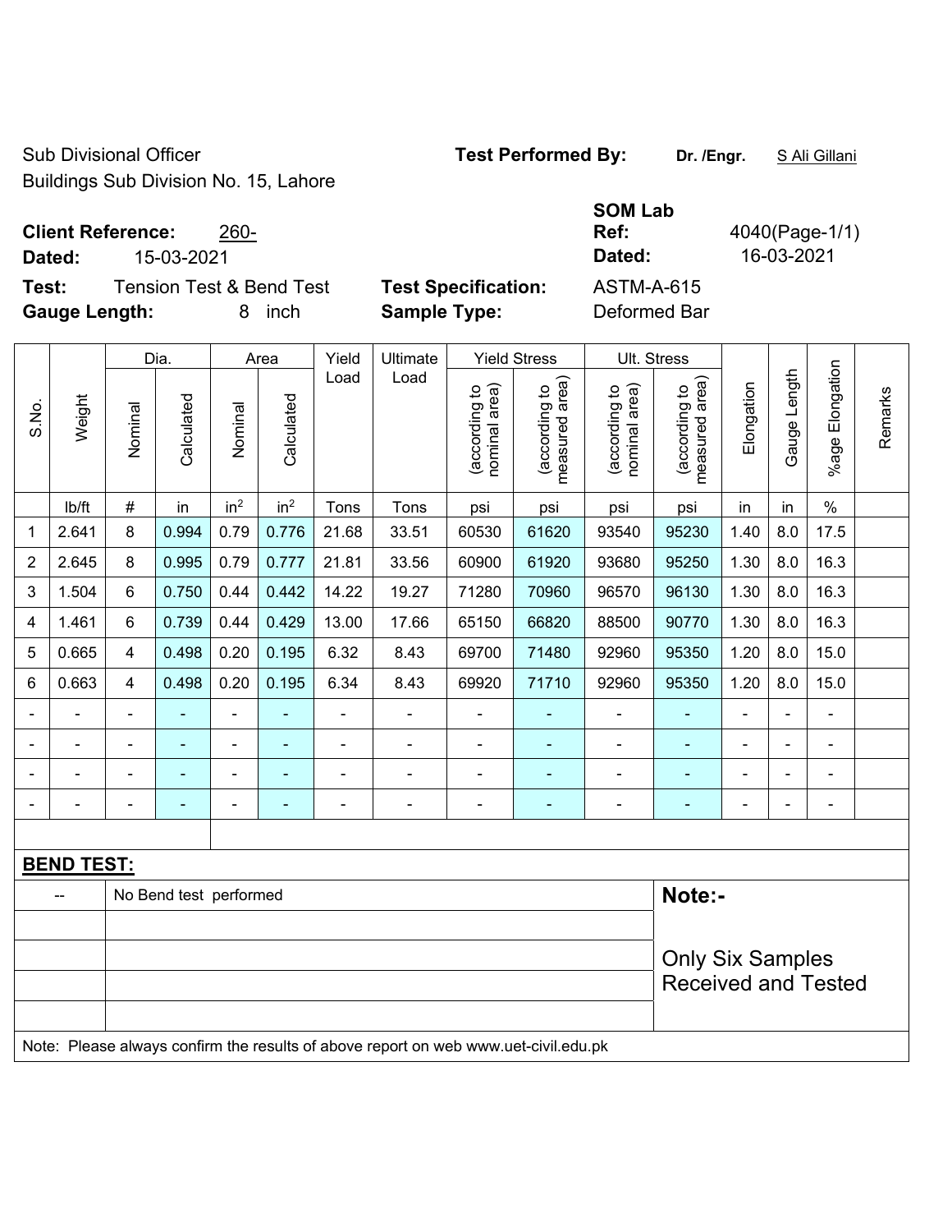Sub Divisional Officer
Buildings Sub Division No. 15, Lahore

**Test Performed By:** **Dr. /Engr.** S Ali Gillani

**Client Reference:** 260-
**Dated:** 15-03-2021

**SOM Lab Ref:** 4040(Page-1/1)
**Dated:** 16-03-2021

**Test:** Tension Test & Bend Test
**Gauge Length:** 8 inch

**Test Specification:** ASTM-A-615
**Sample Type:** Deformed Bar

| S.No. | Weight | Dia. | | Area | | Yield Load | Ultimate Load | Yield Stress | | Ult. Stress | | Elongation | Gauge Length | %age Elongation | Remarks |
|---|---|---|---|---|---|---|---|---|---|---|---|---|---|---|---|
| | | Nominal | Calculated | Nominal | Calculated | | | (according to nominal area) | (according to measured area) | (according to nominal area) | (according to measured area) | | | | |
| | lb/ft | # | in | in² | in² | Tons | Tons | psi | psi | psi | psi | in | in | % | |
| 1 | 2.641 | 8 | 0.994 | 0.79 | 0.776 | 21.68 | 33.51 | 60530 | 61620 | 93540 | 95230 | 1.40 | 8.0 | 17.5 | |
| 2 | 2.645 | 8 | 0.995 | 0.79 | 0.777 | 21.81 | 33.56 | 60900 | 61920 | 93680 | 95250 | 1.30 | 8.0 | 16.3 | |
| 3 | 1.504 | 6 | 0.750 | 0.44 | 0.442 | 14.22 | 19.27 | 71280 | 70960 | 96570 | 96130 | 1.30 | 8.0 | 16.3 | |
| 4 | 1.461 | 6 | 0.739 | 0.44 | 0.429 | 13.00 | 17.66 | 65150 | 66820 | 88500 | 90770 | 1.30 | 8.0 | 16.3 | |
| 5 | 0.665 | 4 | 0.498 | 0.20 | 0.195 | 6.32 | 8.43 | 69700 | 71480 | 92960 | 95350 | 1.20 | 8.0 | 15.0 | |
| 6 | 0.663 | 4 | 0.498 | 0.20 | 0.195 | 6.34 | 8.43 | 69920 | 71710 | 92960 | 95350 | 1.20 | 8.0 | 15.0 | |
| - | - | - | - | - | - | - | - | - | - | - | - | - | - | - | |
| - | - | - | - | - | - | - | - | - | - | - | - | - | - | - | |
| - | - | - | - | - | - | - | - | - | - | - | - | - | - | - | |
| - | - | - | - | - | - | - | - | - | - | - | - | - | - | - | |

**BEND TEST:**

| -- | No Bend test performed | **Note:-** |
|---|---|---|
| | | Only Six Samples Received and Tested |

Note: Please always confirm the results of above report on web www.uet-civil.edu.pk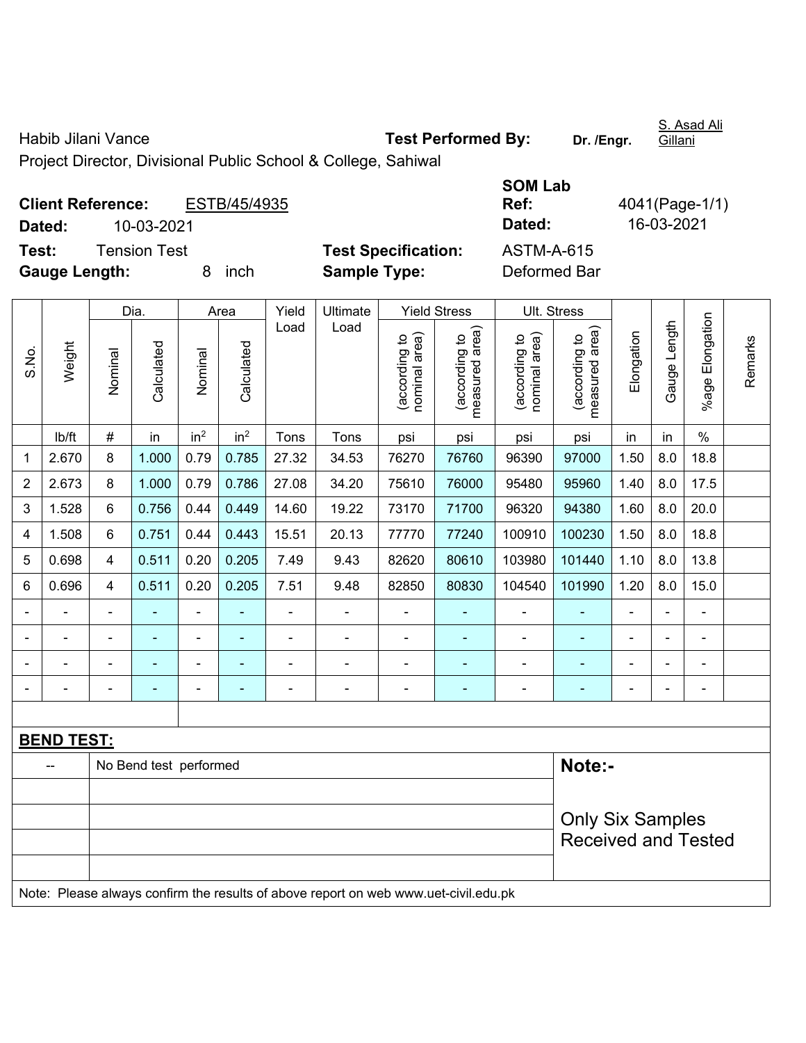Habib Jilani Vance | **Test Performed By:** Dr. /Engr. S. Asad Ali Gillani

Project Director, Divisional Public School & College, Sahiwal

**Client Reference:** ESTB/45/4935 | **SOM Lab Ref:** 4041(Page-1/1)

**Dated:** 10-03-2021 | **Dated:** 16-03-2021

**Test:** Tension Test | **Test Specification:** ASTM-A-615

**Gauge Length:** 8 inch | **Sample Type:** Deformed Bar

| S.No. | Weight | Dia. | | Area | | Yield Load | Ultimate Load | Yield Stress | | Ult. Stress | | Elongation | Gauge Length | %age Elongation | Remarks |
|---|---|---|---|---|---|---|---|---|---|---|---|---|---|---|---|
| | | Nominal | Calculated | Nominal | Calculated | | | (according to nominal area) | (according to measured area) | (according to nominal area) | (according to measured area) | | | | |
| | lb/ft | # | in | $in^2$ | $in^2$ | Tons | Tons | psi | psi | psi | psi | in | in | % | |
| 1 | 2.670 | 8 | 1.000 | 0.79 | 0.785 | 27.32 | 34.53 | 76270 | 76760 | 96390 | 97000 | 1.50 | 8.0 | 18.8 | |
| 2 | 2.673 | 8 | 1.000 | 0.79 | 0.786 | 27.08 | 34.20 | 75610 | 76000 | 95480 | 95960 | 1.40 | 8.0 | 17.5 | |
| 3 | 1.528 | 6 | 0.756 | 0.44 | 0.449 | 14.60 | 19.22 | 73170 | 71700 | 96320 | 94380 | 1.60 | 8.0 | 20.0 | |
| 4 | 1.508 | 6 | 0.751 | 0.44 | 0.443 | 15.51 | 20.13 | 77770 | 77240 | 100910 | 100230 | 1.50 | 8.0 | 18.8 | |
| 5 | 0.698 | 4 | 0.511 | 0.20 | 0.205 | 7.49 | 9.43 | 82620 | 80610 | 103980 | 101440 | 1.10 | 8.0 | 13.8 | |
| 6 | 0.696 | 4 | 0.511 | 0.20 | 0.205 | 7.51 | 9.48 | 82850 | 80830 | 104540 | 101990 | 1.20 | 8.0 | 15.0 | |
| - | - | - | - | - | - | - | - | - | - | - | - | - | - | - | |
| - | - | - | - | - | - | - | - | - | - | - | - | - | - | - | |
| - | - | - | - | - | - | - | - | - | - | - | - | - | - | - | |
| - | - | - | - | - | - | - | - | - | - | - | - | - | - | - | |

**BEND TEST:**

| -- | No Bend test performed |
|---|---|

**Note:-**

Only Six Samples Received and Tested

Note: Please always confirm the results of above report on web www.uet-civil.edu.pk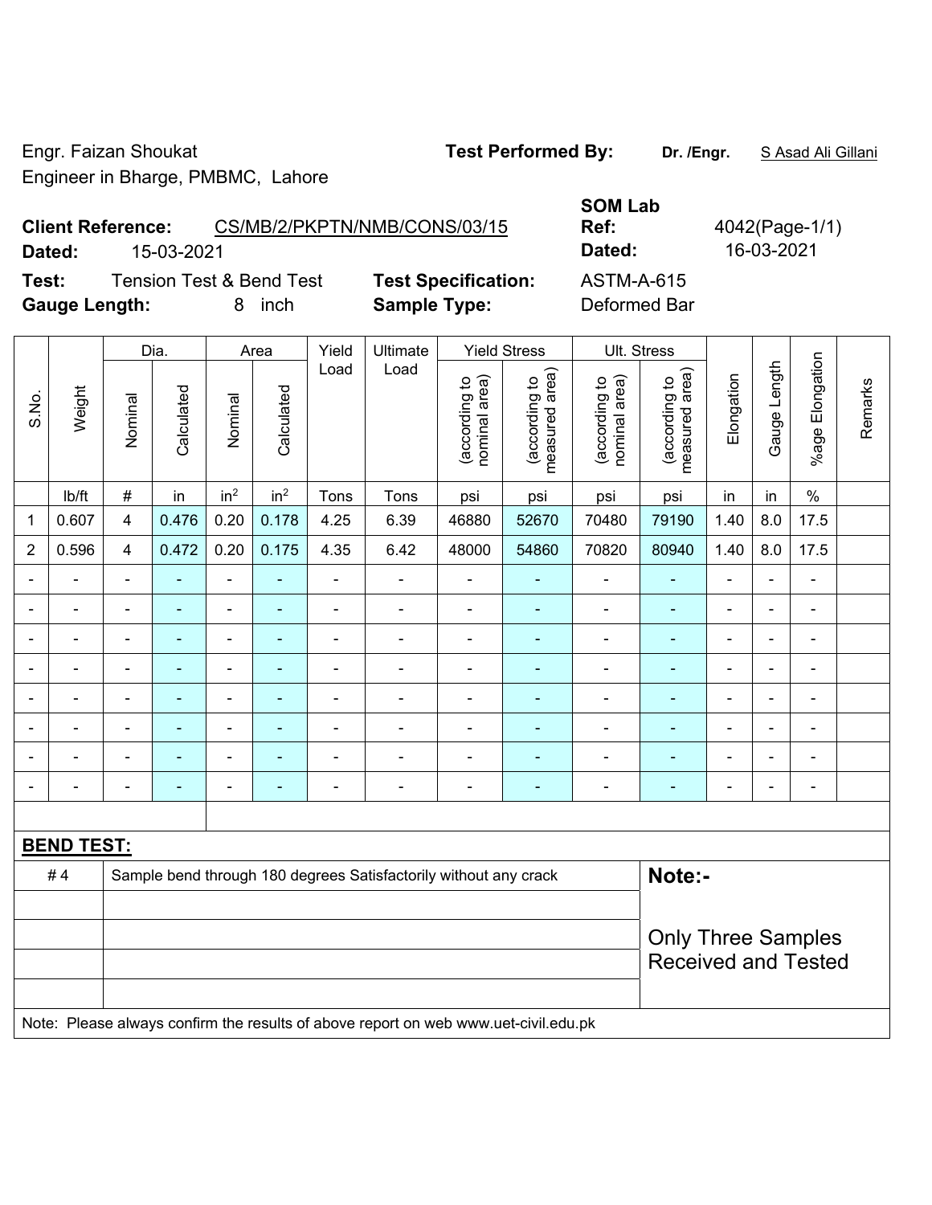Engr. Faizan Shoukat
Engineer in Bharge, PMBMC, Lahore

**Test Performed By:** **Dr. /Engr.** S Asad Ali Gillani

**Client Reference:** CS/MB/2/PKPTN/NMB/CONS/03/15
**Dated:** 15-03-2021

**SOM Lab Ref:** 4042(Page-1/1)
**Dated:** 16-03-2021

**Test:** Tension Test & Bend Test
**Gauge Length:** 8 inch

**Test Specification:** ASTM-A-615
**Sample Type:** Deformed Bar

| S.No. | Weight | Dia. | | Area | | Yield Load | Ultimate Load | Yield Stress | | Ult. Stress | | Elongation | Gauge Length | %age Elongation | Remarks |
|---|---|---|---|---|---|---|---|---|---|---|---|---|---|---|---|
| | | Nominal | Calculated | Nominal | Calculated | | | (according to nominal area) | (according to measured area) | (according to nominal area) | (according to measured area) | | | | |
| | lb/ft | # | in | in² | in² | Tons | Tons | psi | psi | psi | psi | in | in | % | |
| 1 | 0.607 | 4 | 0.476 | 0.20 | 0.178 | 4.25 | 6.39 | 46880 | 52670 | 70480 | 79190 | 1.40 | 8.0 | 17.5 | |
| 2 | 0.596 | 4 | 0.472 | 0.20 | 0.175 | 4.35 | 6.42 | 48000 | 54860 | 70820 | 80940 | 1.40 | 8.0 | 17.5 | |
| - | - | - | - | - | - | - | - | - | - | - | - | - | - | - | |
| - | - | - | - | - | - | - | - | - | - | - | - | - | - | - | |
| - | - | - | - | - | - | - | - | - | - | - | - | - | - | - | |
| - | - | - | - | - | - | - | - | - | - | - | - | - | - | - | |
| - | - | - | - | - | - | - | - | - | - | - | - | - | - | - | |
| - | - | - | - | - | - | - | - | - | - | - | - | - | - | - | |
| - | - | - | - | - | - | - | - | - | - | - | - | - | - | - | |
| - | - | - | - | - | - | - | - | - | - | - | - | - | - | - | |

**BEND TEST:**

| # 4 | Sample bend through 180 degrees Satisfactorily without any crack |
|---|---|

**Note:-**

Only Three Samples Received and Tested

Note: Please always confirm the results of above report on web www.uet-civil.edu.pk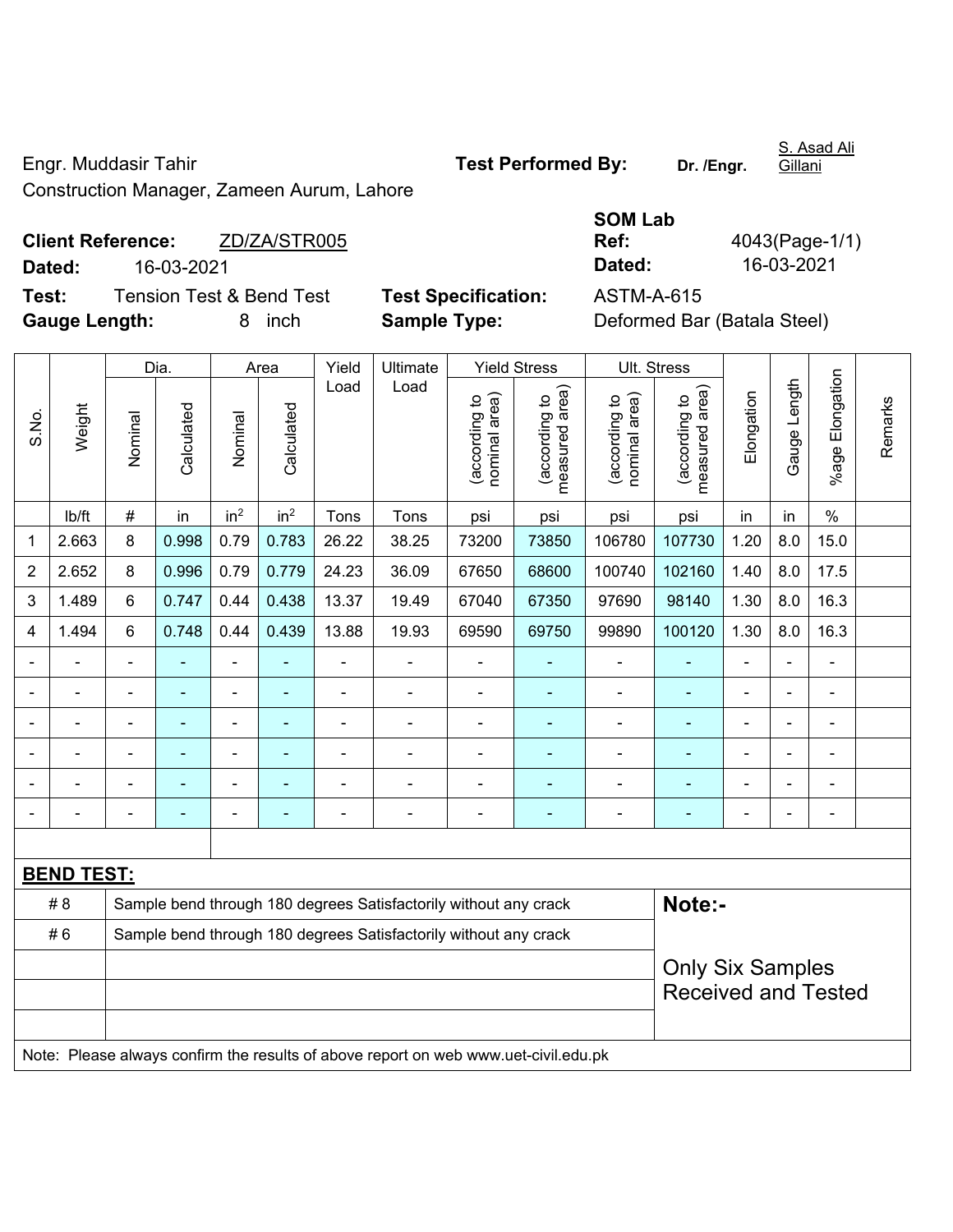Engr. Muddasir Tahir

Construction Manager, Zameen Aurum, Lahore

**Test Performed By:** **Dr. /Engr.** S. Asad Ali Gillani

**Client Reference:** ZD/ZA/STR005

**Dated:** 16-03-2021

**SOM Lab Ref:** 4043(Page-1/1)

**Dated:** 16-03-2021

**Test:** Tension Test & Bend Test

**Test Specification:** ASTM-A-615

**Gauge Length:** 8 inch

**Sample Type:** Deformed Bar (Batala Steel)

| S.No. | Weight | Dia. | | Area | | Yield Load | Ultimate Load | Yield Stress | | Ult. Stress | | Elongation | Gauge Length | %age Elongation | Remarks |
|---|---|---|---|---|---|---|---|---|---|---|---|---|---|---|---|
| | | Nominal | Calculated | Nominal | Calculated | | | (according to nominal area) | (according to measured area) | (according to nominal area) | (according to measured area) | | | | |
| | lb/ft | # | in | $in^2$ | $in^2$ | Tons | Tons | psi | psi | psi | psi | in | in | % | |
| 1 | 2.663 | 8 | 0.998 | 0.79 | 0.783 | 26.22 | 38.25 | 73200 | 73850 | 106780 | 107730 | 1.20 | 8.0 | 15.0 | |
| 2 | 2.652 | 8 | 0.996 | 0.79 | 0.779 | 24.23 | 36.09 | 67650 | 68600 | 100740 | 102160 | 1.40 | 8.0 | 17.5 | |
| 3 | 1.489 | 6 | 0.747 | 0.44 | 0.438 | 13.37 | 19.49 | 67040 | 67350 | 97690 | 98140 | 1.30 | 8.0 | 16.3 | |
| 4 | 1.494 | 6 | 0.748 | 0.44 | 0.439 | 13.88 | 19.93 | 69590 | 69750 | 99890 | 100120 | 1.30 | 8.0 | 16.3 | |
| - | - | - | - | - | - | - | - | - | - | - | - | - | - | - | |
| - | - | - | - | - | - | - | - | - | - | - | - | - | - | - | |
| - | - | - | - | - | - | - | - | - | - | - | - | - | - | - | |
| - | - | - | - | - | - | - | - | - | - | - | - | - | - | - | |
| - | - | - | - | - | - | - | - | - | - | - | - | - | - | - | |
| - | - | - | - | - | - | - | - | - | - | - | - | - | - | - | |

**BEND TEST:**

| | | |
|---|---|---|
| # 8 | Sample bend through 180 degrees Satisfactorily without any crack | **Note:-** |
| # 6 | Sample bend through 180 degrees Satisfactorily without any crack | Only Six Samples Received and Tested |

Note: Please always confirm the results of above report on web www.uet-civil.edu.pk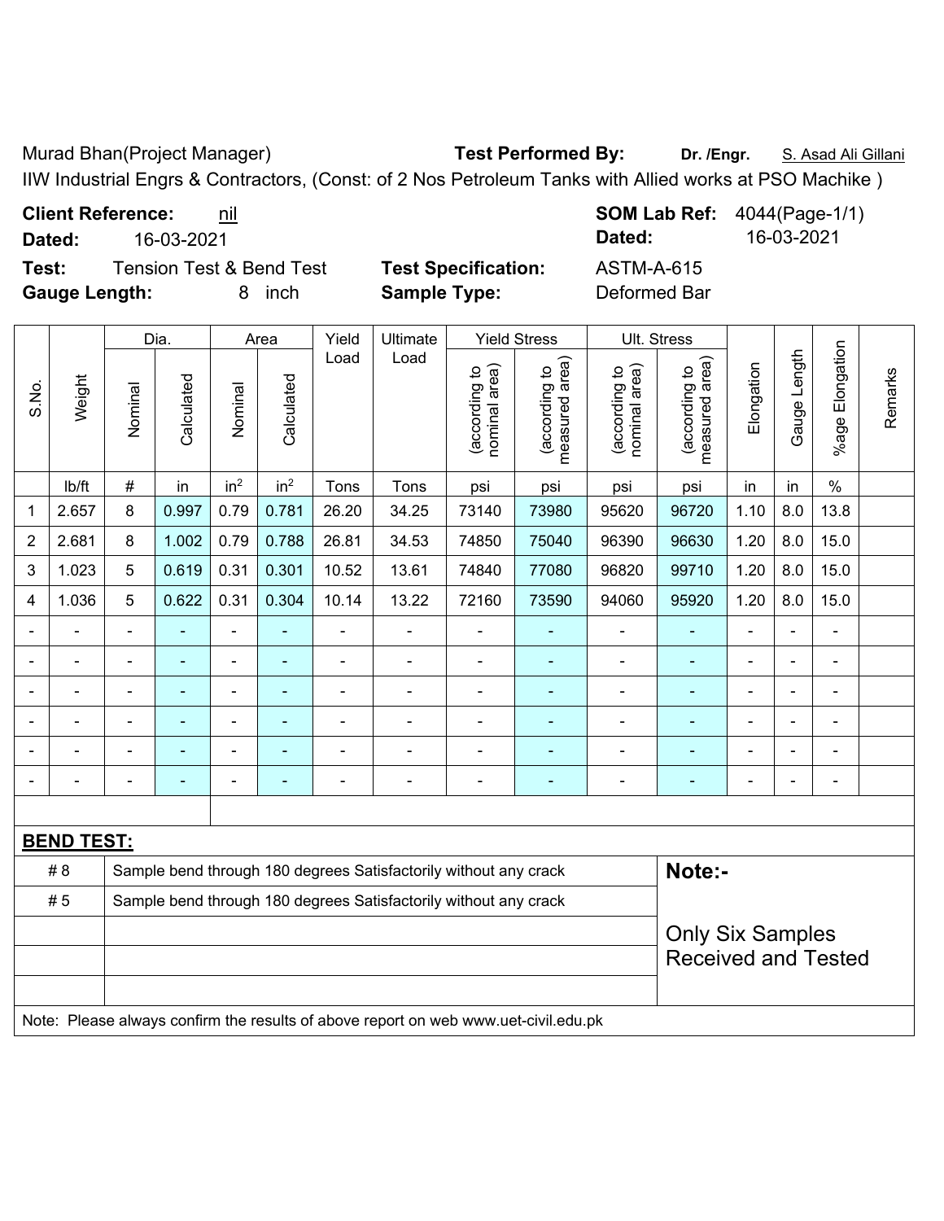Murad Bhan(Project Manager) **Test Performed By:** **Dr. /Engr.** S. Asad Ali Gillani

IIW Industrial Engrs & Contractors, (Const: of 2 Nos Petroleum Tanks with Allied works at PSO Machike )

**Client Reference:** nil **SOM Lab Ref:** 4044(Page-1/1)

**Dated:** 16-03-2021 **Dated:** 16-03-2021

**Test:** Tension Test & Bend Test **Test Specification:** ASTM-A-615

**Gauge Length:** 8 inch **Sample Type:** Deformed Bar

| S.No. | Weight | Dia. | | Area | | Yield Load | Ultimate Load | Yield Stress | | Ult. Stress | | Elongation | Gauge Length | %age Elongation | Remarks |
|---|---|---|---|---|---|---|---|---|---|---|---|---|---|---|---|
| | | Nominal | Calculated | Nominal | Calculated | | | (according to nominal area) | (according to measured area) | (according to nominal area) | (according to measured area) | | | | |
| | lb/ft | # | in | in² | in² | Tons | Tons | psi | psi | psi | psi | in | in | % | |
| 1 | 2.657 | 8 | 0.997 | 0.79 | 0.781 | 26.20 | 34.25 | 73140 | 73980 | 95620 | 96720 | 1.10 | 8.0 | 13.8 | |
| 2 | 2.681 | 8 | 1.002 | 0.79 | 0.788 | 26.81 | 34.53 | 74850 | 75040 | 96390 | 96630 | 1.20 | 8.0 | 15.0 | |
| 3 | 1.023 | 5 | 0.619 | 0.31 | 0.301 | 10.52 | 13.61 | 74840 | 77080 | 96820 | 99710 | 1.20 | 8.0 | 15.0 | |
| 4 | 1.036 | 5 | 0.622 | 0.31 | 0.304 | 10.14 | 13.22 | 72160 | 73590 | 94060 | 95920 | 1.20 | 8.0 | 15.0 | |
| - | - | - | - | - | - | - | - | - | - | - | - | - | - | - | |
| - | - | - | - | - | - | - | - | - | - | - | - | - | - | - | |
| - | - | - | - | - | - | - | - | - | - | - | - | - | - | - | |
| - | - | - | - | - | - | - | - | - | - | - | - | - | - | - | |
| - | - | - | - | - | - | - | - | - | - | - | - | - | - | - | |
| - | - | - | - | - | - | - | - | - | - | - | - | - | - | - | |

**BEND TEST:**

| | | |
|---|---|---|
| # 8 | Sample bend through 180 degrees Satisfactorily without any crack | **Note:-** |
| # 5 | Sample bend through 180 degrees Satisfactorily without any crack | Only Six Samples Received and Tested |

Note: Please always confirm the results of above report on web www.uet-civil.edu.pk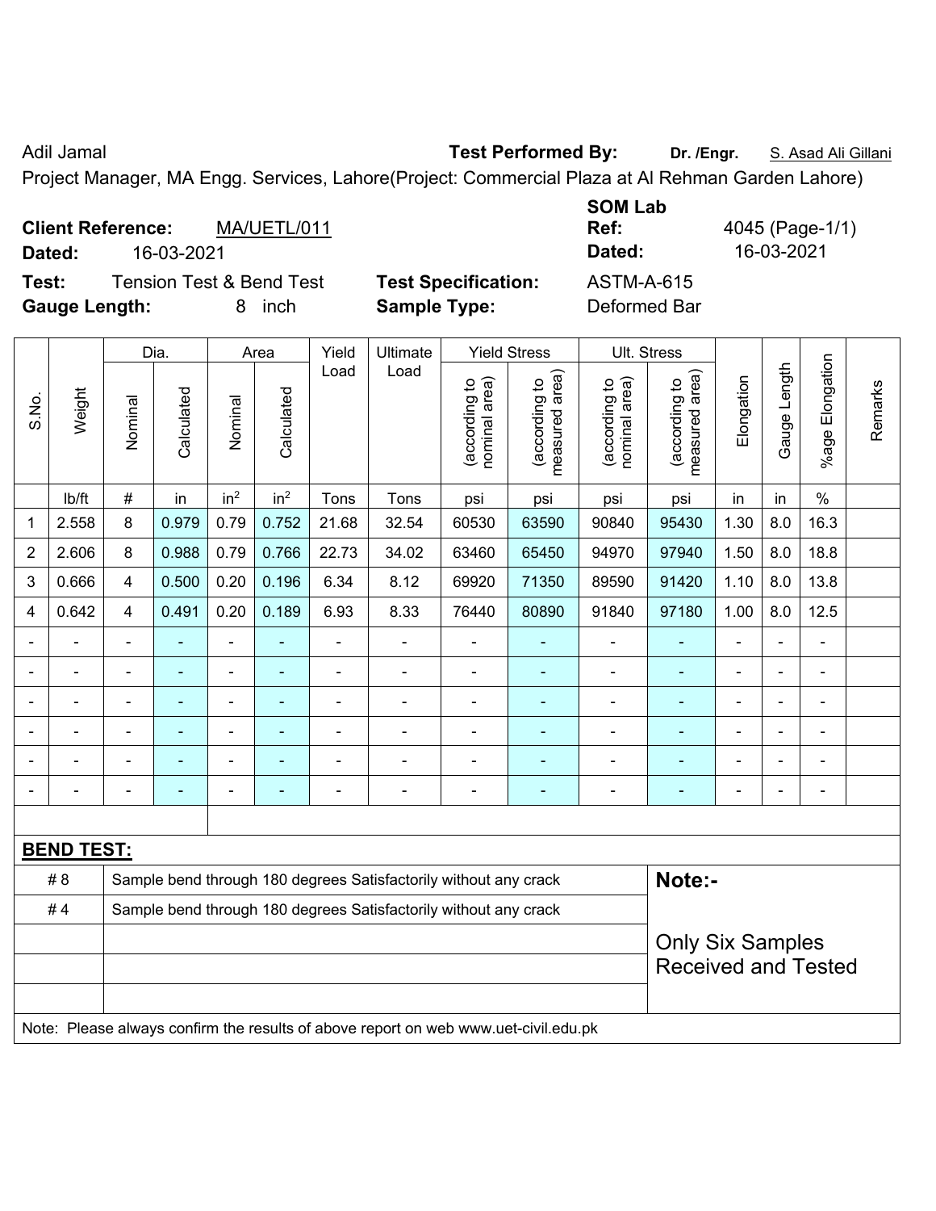Adil Jamal **Test Performed By:** **Dr. /Engr.** S. Asad Ali Gillani

Project Manager, MA Engg. Services, Lahore(Project: Commercial Plaza at Al Rehman Garden Lahore)

**Client Reference:** MA/UETL/011 **SOM Lab Ref:** 4045 (Page-1/1)

**Dated:** 16-03-2021 **Dated:** 16-03-2021

**Test:** Tension Test & Bend Test **Test Specification:** ASTM-A-615

**Gauge Length:** 8 inch **Sample Type:** Deformed Bar

| S.No. | Weight | Dia. | | Area | | Yield Load | Ultimate Load | Yield Stress | | Ult. Stress | | Elongation | Gauge Length | %age Elongation | Remarks |
|---|---|---|---|---|---|---|---|---|---|---|---|---|---|---|---|
| | | Nominal | Calculated | Nominal | Calculated | | | (according to nominal area) | (according to measured area) | (according to nominal area) | (according to measured area) | | | | |
| | lb/ft | # | in | $in^2$ | $in^2$ | Tons | Tons | psi | psi | psi | psi | in | in | % | |
| 1 | 2.558 | 8 | 0.979 | 0.79 | 0.752 | 21.68 | 32.54 | 60530 | 63590 | 90840 | 95430 | 1.30 | 8.0 | 16.3 | |
| 2 | 2.606 | 8 | 0.988 | 0.79 | 0.766 | 22.73 | 34.02 | 63460 | 65450 | 94970 | 97940 | 1.50 | 8.0 | 18.8 | |
| 3 | 0.666 | 4 | 0.500 | 0.20 | 0.196 | 6.34 | 8.12 | 69920 | 71350 | 89590 | 91420 | 1.10 | 8.0 | 13.8 | |
| 4 | 0.642 | 4 | 0.491 | 0.20 | 0.189 | 6.93 | 8.33 | 76440 | 80890 | 91840 | 97180 | 1.00 | 8.0 | 12.5 | |
| - | - | - | - | - | - | - | - | - | - | - | - | - | - | - | |
| - | - | - | - | - | - | - | - | - | - | - | - | - | - | - | |
| - | - | - | - | - | - | - | - | - | - | - | - | - | - | - | |
| - | - | - | - | - | - | - | - | - | - | - | - | - | - | - | |
| - | - | - | - | - | - | - | - | - | - | - | - | - | - | - | |
| - | - | - | - | - | - | - | - | - | - | - | - | - | - | - | |

**BEND TEST:**

| | | |
|---|---|---|
| # 8 | Sample bend through 180 degrees Satisfactorily without any crack | **Note:-** |
| # 4 | Sample bend through 180 degrees Satisfactorily without any crack | Only Six Samples Received and Tested |

Note: Please always confirm the results of above report on web www.uet-civil.edu.pk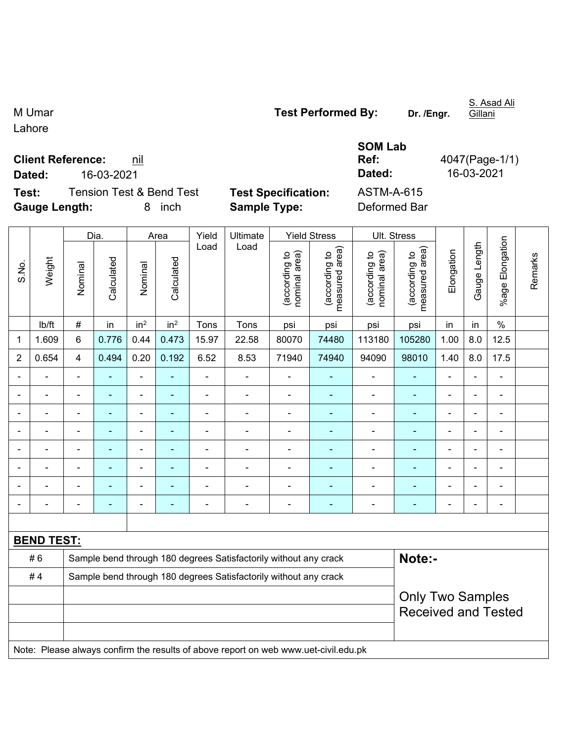M Umar
Lahore

**Test Performed By:** **Dr. /Engr.** S. Asad Ali Gillani

**Client Reference:** nil
**Dated:** 16-03-2021

**SOM Lab Ref:** 4047(Page-1/1)
**Dated:** 16-03-2021

**Test:** Tension Test & Bend Test
**Gauge Length:** 8 inch

**Test Specification:** ASTM-A-615
**Sample Type:** Deformed Bar

| S.No. | Weight | Dia. | | Area | | Yield Load | Ultimate Load | Yield Stress | | Ult. Stress | | Elongation | Gauge Length | %age Elongation | Remarks |
|---|---|---|---|---|---|---|---|---|---|---|---|---|---|---|---|
| | | Nominal | Calculated | Nominal | Calculated | | | (according to nominal area) | (according to measured area) | (according to nominal area) | (according to measured area) | | | | |
| | lb/ft | # | in | in$^2$ | in$^2$ | Tons | Tons | psi | psi | psi | psi | in | in | % | |
| 1 | 1.609 | 6 | 0.776 | 0.44 | 0.473 | 15.97 | 22.58 | 80070 | 74480 | 113180 | 105280 | 1.00 | 8.0 | 12.5 | |
| 2 | 0.654 | 4 | 0.494 | 0.20 | 0.192 | 6.52 | 8.53 | 71940 | 74940 | 94090 | 98010 | 1.40 | 8.0 | 17.5 | |
| - | - | - | - | - | - | - | - | - | - | - | - | - | - | - | |
| - | - | - | - | - | - | - | - | - | - | - | - | - | - | - | |
| - | - | - | - | - | - | - | - | - | - | - | - | - | - | - | |
| - | - | - | - | - | - | - | - | - | - | - | - | - | - | - | |
| - | - | - | - | - | - | - | - | - | - | - | - | - | - | - | |
| - | - | - | - | - | - | - | - | - | - | - | - | - | - | - | |
| - | - | - | - | - | - | - | - | - | - | - | - | - | - | - | |
| - | - | - | - | - | - | - | - | - | - | - | - | - | - | - | |

**BEND TEST:**

| | | |
|---|---|---|
| # 6 | Sample bend through 180 degrees Satisfactorily without any crack | **Note:-** |
| # 4 | Sample bend through 180 degrees Satisfactorily without any crack | Only Two Samples Received and Tested |

Note: Please always confirm the results of above report on web www.uet-civil.edu.pk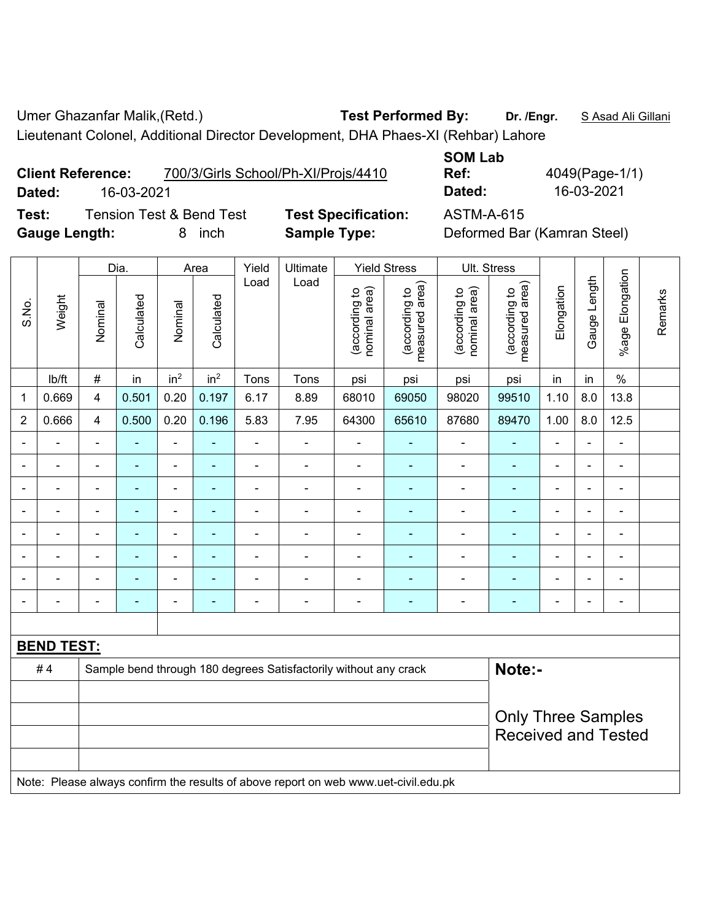Umer Ghazanfar Malik,(Retd.) **Test Performed By:** **Dr. /Engr.** S Asad Ali Gillani

Lieutenant Colonel, Additional Director Development, DHA Phaes-XI (Rehbar) Lahore

**Client Reference:** 700/3/Girls School/Ph-XI/Projs/4410 **SOM Lab Ref:** 4049(Page-1/1)

**Dated:** 16-03-2021 **Dated:** 16-03-2021

**Test:** Tension Test & Bend Test **Test Specification:** ASTM-A-615

**Gauge Length:** 8 inch **Sample Type:** Deformed Bar (Kamran Steel)

| S.No. | Weight | Dia. | | Area | | Yield Load | Ultimate Load | Yield Stress | | Ult. Stress | | Elongation | Gauge Length | %age Elongation | Remarks |
|---|---|---|---|---|---|---|---|---|---|---|---|---|---|---|---|
| | | Nominal | Calculated | Nominal | Calculated | | | (according to nominal area) | (according to measured area) | (according to nominal area) | (according to measured area) | | | | |
| | lb/ft | # | in | in² | in² | Tons | Tons | psi | psi | psi | psi | in | in | % | |
| 1 | 0.669 | 4 | 0.501 | 0.20 | 0.197 | 6.17 | 8.89 | 68010 | 69050 | 98020 | 99510 | 1.10 | 8.0 | 13.8 | |
| 2 | 0.666 | 4 | 0.500 | 0.20 | 0.196 | 5.83 | 7.95 | 64300 | 65610 | 87680 | 89470 | 1.00 | 8.0 | 12.5 | |
| - | - | - | - | - | - | - | - | - | - | - | - | - | - | - | |
| - | - | - | - | - | - | - | - | - | - | - | - | - | - | - | |
| - | - | - | - | - | - | - | - | - | - | - | - | - | - | - | |
| - | - | - | - | - | - | - | - | - | - | - | - | - | - | - | |
| - | - | - | - | - | - | - | - | - | - | - | - | - | - | - | |
| - | - | - | - | - | - | - | - | - | - | - | - | - | - | - | |
| - | - | - | - | - | - | - | - | - | - | - | - | - | - | - | |
| - | - | - | - | - | - | - | - | - | - | - | - | - | - | - | |

**BEND TEST:**

| | | |
|---|---|---|
| # 4 | Sample bend through 180 degrees Satisfactorily without any crack | **Note:-** Only Three Samples Received and Tested |

Note: Please always confirm the results of above report on web www.uet-civil.edu.pk